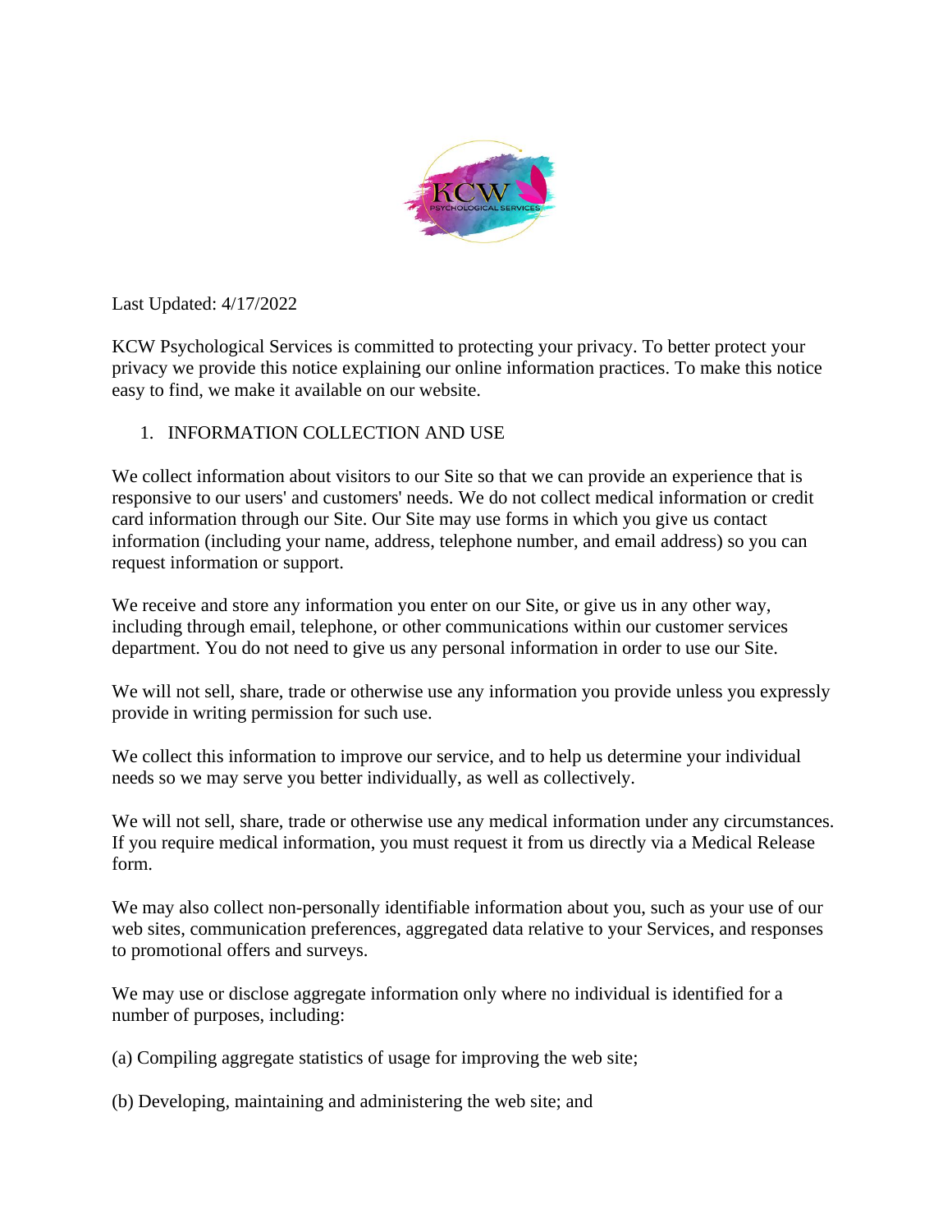Last Updated: 4/17/2022

KCW Psychological Services is committed to protecting your privacy. To better protect your privacy we provide this notice explaining our online information practices. To make this notice easy to find, we make it available on our website.

1. INFORMATION COLLECTION AND USE

We collect information about visitors to our Site so that we can provide an experience that is responsive to our users' and customers' needs. We do not collect medical information or credit card information through our Site. Our Site may use forms in which you give us contact information (including your name, address, telephone number, and email address) so you can request information or support.

We receive and store any information you enter on our Site, or give us in any other way, including through email, telephone, or other communications within our customer services department. You do not need to give us any personal information in order to use our Site.

We will not sell, share, trade or otherwise use any information you provide unless you expressly provide in writing permission for such use.

We collect this information to improve our service, and to help us determine your individual needs so we may serve you better individually, as well as collectively.

We will not sell, share, trade or otherwise use any medical information under any circumstances. If you require medical information, you must request it from us directly via a Medical Release form.

We may also collect non-personally identifiable information about you, such as your use of our web sites, communication preferences, aggregated data relative to your Services, and responses to promotional offers and surveys.

We may use or disclose aggregate information only where no individual is identified for a number of purposes, including:

(a) Compiling aggregate statistics of usage for improving the web site;

(b) Developing, maintaining and administering the web site; and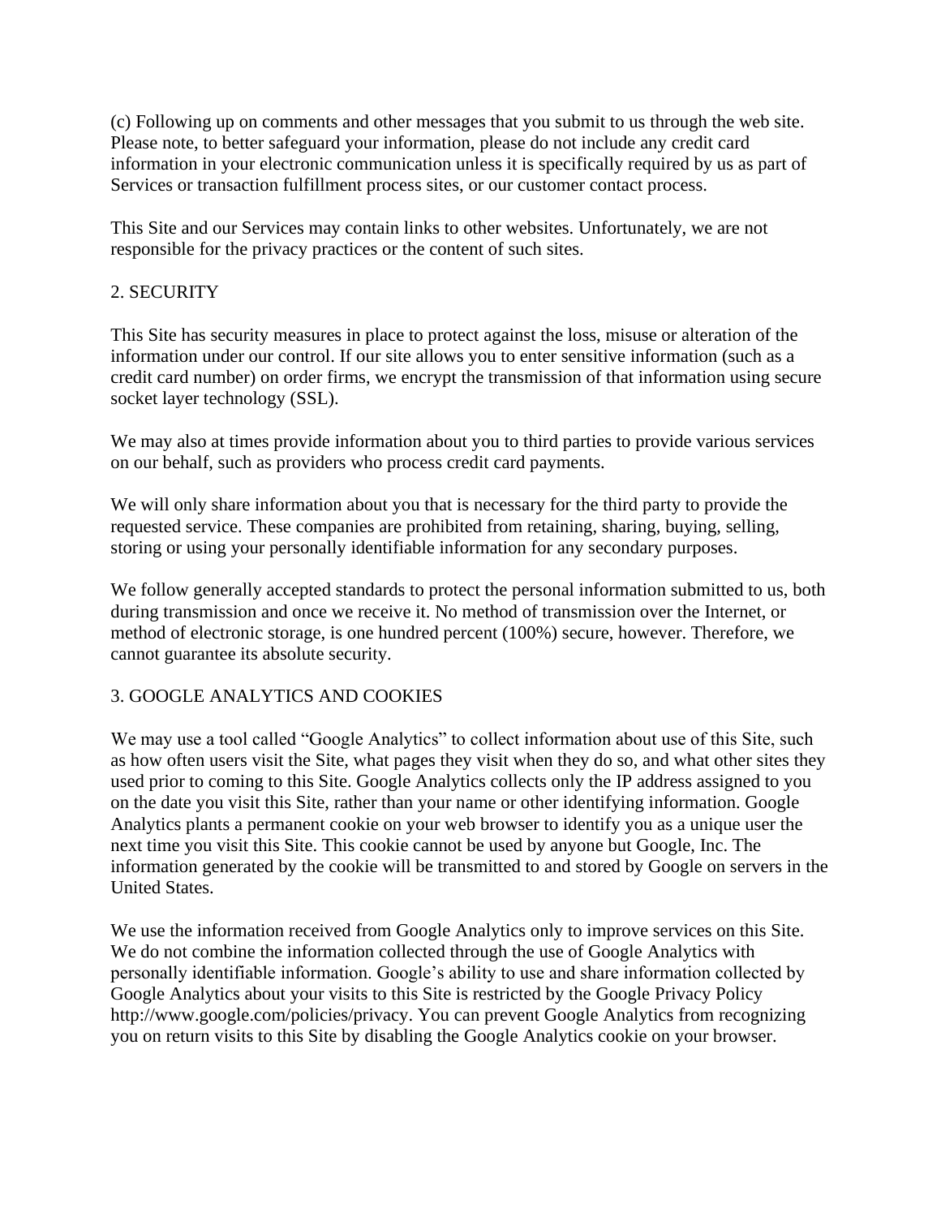(c) Following up on comments and other messages that you submit to us through the web site. Please note, to better safeguard your information, please do not include any credit card information in your electronic communication unless it is specifically required by us as part of Services or transaction fulfillment process sites, or our customer contact process.

This Site and our Services may contain links to other websites. Unfortunately, we are not responsible for the privacy practices or the content of such sites.

## 2. SECURITY

This Site has security measures in place to protect against the loss, misuse or alteration of the information under our control. If our site allows you to enter sensitive information (such as a credit card number) on order firms, we encrypt the transmission of that information using secure socket layer technology (SSL).

We may also at times provide information about you to third parties to provide various services on our behalf, such as providers who process credit card payments.

We will only share information about you that is necessary for the third party to provide the requested service. These companies are prohibited from retaining, sharing, buying, selling, storing or using your personally identifiable information for any secondary purposes.

We follow generally accepted standards to protect the personal information submitted to us, both during transmission and once we receive it. No method of transmission over the Internet, or method of electronic storage, is one hundred percent (100%) secure, however. Therefore, we cannot guarantee its absolute security.

## 3. GOOGLE ANALYTICS AND COOKIES

We may use a tool called "Google Analytics" to collect information about use of this Site, such as how often users visit the Site, what pages they visit when they do so, and what other sites they used prior to coming to this Site. Google Analytics collects only the IP address assigned to you on the date you visit this Site, rather than your name or other identifying information. Google Analytics plants a permanent cookie on your web browser to identify you as a unique user the next time you visit this Site. This cookie cannot be used by anyone but Google, Inc. The information generated by the cookie will be transmitted to and stored by Google on servers in the United States.

We use the information received from Google Analytics only to improve services on this Site. We do not combine the information collected through the use of Google Analytics with personally identifiable information. Google's ability to use and share information collected by Google Analytics about your visits to this Site is restricted by the Google Privacy Policy http://www.google.com/policies/privacy. You can prevent Google Analytics from recognizing you on return visits to this Site by disabling the Google Analytics cookie on your browser.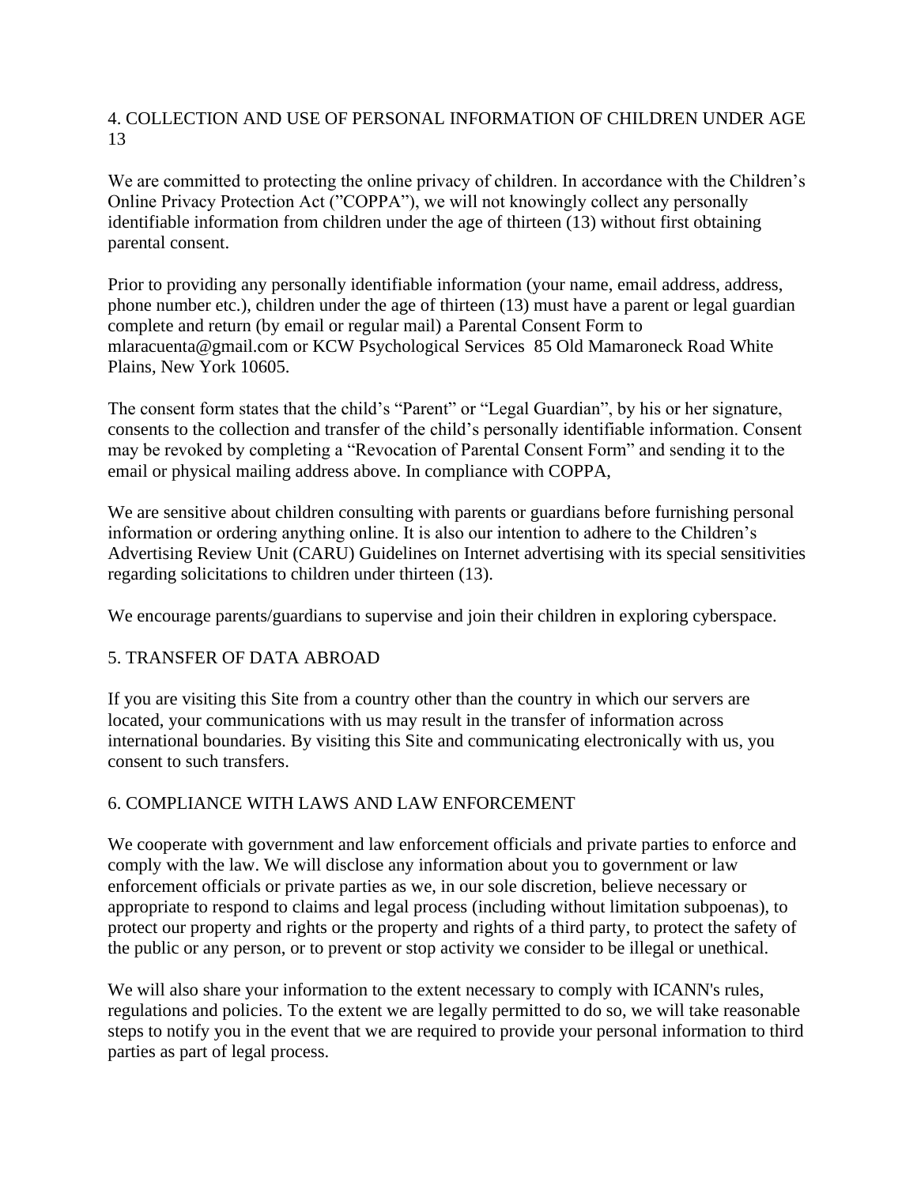## 4. COLLECTION AND USE OF PERSONAL INFORMATION OF CHILDREN UNDER AGE 13

We are committed to protecting the online privacy of children. In accordance with the Children's Online Privacy Protection Act ("COPPA"), we will not knowingly collect any personally identifiable information from children under the age of thirteen (13) without first obtaining parental consent.

Prior to providing any personally identifiable information (your name, email address, address, phone number etc.), children under the age of thirteen (13) must have a parent or legal guardian complete and return (by email or regular mail) a Parental Consent Form to mlaracuenta@gmail.com or KCW Psychological Services 85 Old Mamaroneck Road White Plains, New York 10605.

The consent form states that the child's "Parent" or "Legal Guardian", by his or her signature, consents to the collection and transfer of the child's personally identifiable information. Consent may be revoked by completing a "Revocation of Parental Consent Form" and sending it to the email or physical mailing address above. In compliance with COPPA,

We are sensitive about children consulting with parents or guardians before furnishing personal information or ordering anything online. It is also our intention to adhere to the Children's Advertising Review Unit (CARU) Guidelines on Internet advertising with its special sensitivities regarding solicitations to children under thirteen (13).

We encourage parents/guardians to supervise and join their children in exploring cyberspace.

## 5. TRANSFER OF DATA ABROAD

If you are visiting this Site from a country other than the country in which our servers are located, your communications with us may result in the transfer of information across international boundaries. By visiting this Site and communicating electronically with us, you consent to such transfers.

## 6. COMPLIANCE WITH LAWS AND LAW ENFORCEMENT

We cooperate with government and law enforcement officials and private parties to enforce and comply with the law. We will disclose any information about you to government or law enforcement officials or private parties as we, in our sole discretion, believe necessary or appropriate to respond to claims and legal process (including without limitation subpoenas), to protect our property and rights or the property and rights of a third party, to protect the safety of the public or any person, or to prevent or stop activity we consider to be illegal or unethical.

We will also share your information to the extent necessary to comply with ICANN's rules, regulations and policies. To the extent we are legally permitted to do so, we will take reasonable steps to notify you in the event that we are required to provide your personal information to third parties as part of legal process.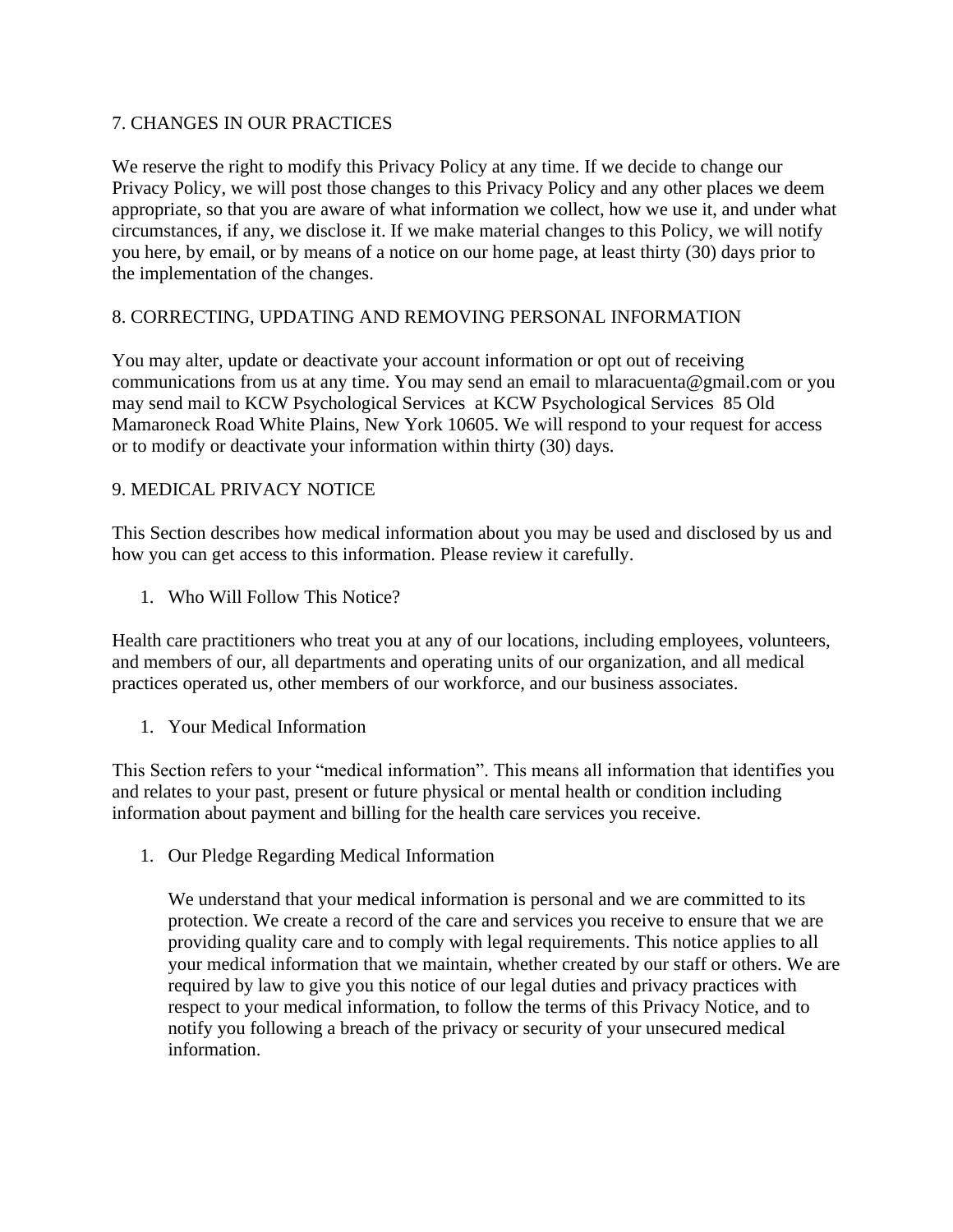## 7. CHANGES IN OUR PRACTICES

We reserve the right to modify this Privacy Policy at any time. If we decide to change our Privacy Policy, we will post those changes to this Privacy Policy and any other places we deem appropriate, so that you are aware of what information we collect, how we use it, and under what circumstances, if any, we disclose it. If we make material changes to this Policy, we will notify you here, by email, or by means of a notice on our home page, at least thirty (30) days prior to the implementation of the changes.

## 8. CORRECTING, UPDATING AND REMOVING PERSONAL INFORMATION

You may alter, update or deactivate your account information or opt out of receiving communications from us at any time. You may send an email to mlaracuenta@gmail.com or you may send mail to KCW Psychological Services at KCW Psychological Services 85 Old Mamaroneck Road White Plains, New York 10605. We will respond to your request for access or to modify or deactivate your information within thirty (30) days.

## 9. MEDICAL PRIVACY NOTICE

This Section describes how medical information about you may be used and disclosed by us and how you can get access to this information. Please review it carefully.

1. Who Will Follow This Notice?

Health care practitioners who treat you at any of our locations, including employees, volunteers, and members of our, all departments and operating units of our organization, and all medical practices operated us, other members of our workforce, and our business associates.

1. Your Medical Information

This Section refers to your "medical information". This means all information that identifies you and relates to your past, present or future physical or mental health or condition including information about payment and billing for the health care services you receive.

1. Our Pledge Regarding Medical Information

   We understand that your medical information is personal and we are committed to its protection. We create a record of the care and services you receive to ensure that we are providing quality care and to comply with legal requirements. This notice applies to all your medical information that we maintain, whether created by our staff or others. We are required by law to give you this notice of our legal duties and privacy practices with respect to your medical information, to follow the terms of this Privacy Notice, and to notify you following a breach of the privacy or security of your unsecured medical information.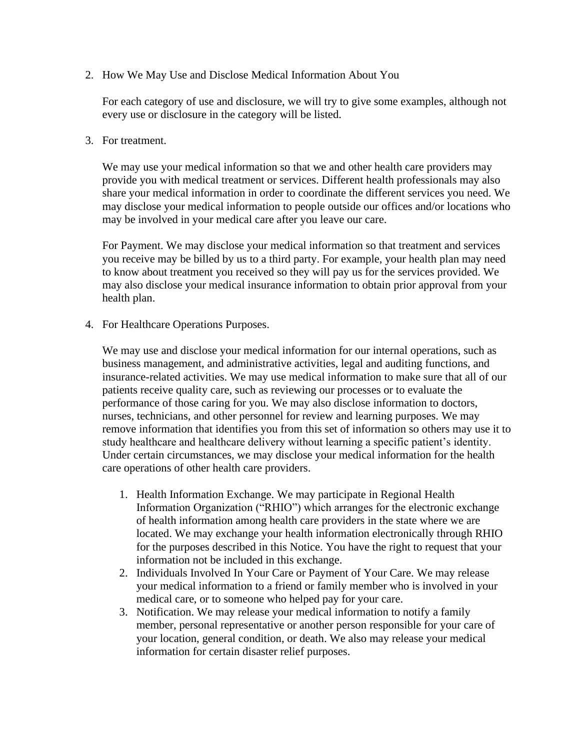2. How We May Use and Disclose Medical Information About You

   For each category of use and disclosure, we will try to give some examples, although not every use or disclosure in the category will be listed.

3. For treatment.

   We may use your medical information so that we and other health care providers may provide you with medical treatment or services. Different health professionals may also share your medical information in order to coordinate the different services you need. We may disclose your medical information to people outside our offices and/or locations who may be involved in your medical care after you leave our care.

   For Payment. We may disclose your medical information so that treatment and services you receive may be billed by us to a third party. For example, your health plan may need to know about treatment you received so they will pay us for the services provided. We may also disclose your medical insurance information to obtain prior approval from your health plan.

4. For Healthcare Operations Purposes.

   We may use and disclose your medical information for our internal operations, such as business management, and administrative activities, legal and auditing functions, and insurance-related activities. We may use medical information to make sure that all of our patients receive quality care, such as reviewing our processes or to evaluate the performance of those caring for you. We may also disclose information to doctors, nurses, technicians, and other personnel for review and learning purposes. We may remove information that identifies you from this set of information so others may use it to study healthcare and healthcare delivery without learning a specific patient's identity. Under certain circumstances, we may disclose your medical information for the health care operations of other health care providers.

   1. Health Information Exchange. We may participate in Regional Health Information Organization ("RHIO") which arranges for the electronic exchange of health information among health care providers in the state where we are located. We may exchange your health information electronically through RHIO for the purposes described in this Notice. You have the right to request that your information not be included in this exchange.
   2. Individuals Involved In Your Care or Payment of Your Care. We may release your medical information to a friend or family member who is involved in your medical care, or to someone who helped pay for your care.
   3. Notification. We may release your medical information to notify a family member, personal representative or another person responsible for your care of your location, general condition, or death. We also may release your medical information for certain disaster relief purposes.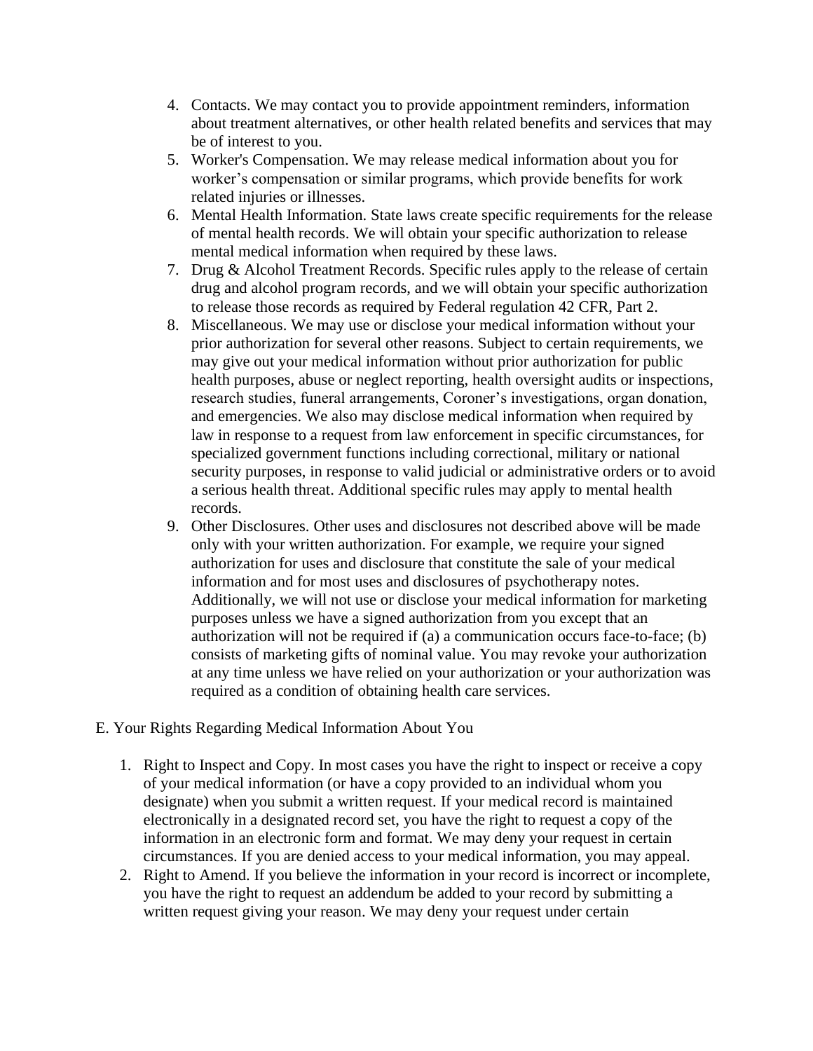4. Contacts. We may contact you to provide appointment reminders, information about treatment alternatives, or other health related benefits and services that may be of interest to you.
5. Worker's Compensation. We may release medical information about you for worker's compensation or similar programs, which provide benefits for work related injuries or illnesses.
6. Mental Health Information. State laws create specific requirements for the release of mental health records. We will obtain your specific authorization to release mental medical information when required by these laws.
7. Drug & Alcohol Treatment Records. Specific rules apply to the release of certain drug and alcohol program records, and we will obtain your specific authorization to release those records as required by Federal regulation 42 CFR, Part 2.
8. Miscellaneous. We may use or disclose your medical information without your prior authorization for several other reasons. Subject to certain requirements, we may give out your medical information without prior authorization for public health purposes, abuse or neglect reporting, health oversight audits or inspections, research studies, funeral arrangements, Coroner's investigations, organ donation, and emergencies. We also may disclose medical information when required by law in response to a request from law enforcement in specific circumstances, for specialized government functions including correctional, military or national security purposes, in response to valid judicial or administrative orders or to avoid a serious health threat. Additional specific rules may apply to mental health records.
9. Other Disclosures. Other uses and disclosures not described above will be made only with your written authorization. For example, we require your signed authorization for uses and disclosure that constitute the sale of your medical information and for most uses and disclosures of psychotherapy notes. Additionally, we will not use or disclose your medical information for marketing purposes unless we have a signed authorization from you except that an authorization will not be required if (a) a communication occurs face-to-face; (b) consists of marketing gifts of nominal value. You may revoke your authorization at any time unless we have relied on your authorization or your authorization was required as a condition of obtaining health care services.

E. Your Rights Regarding Medical Information About You

1. Right to Inspect and Copy. In most cases you have the right to inspect or receive a copy of your medical information (or have a copy provided to an individual whom you designate) when you submit a written request. If your medical record is maintained electronically in a designated record set, you have the right to request a copy of the information in an electronic form and format. We may deny your request in certain circumstances. If you are denied access to your medical information, you may appeal.
2. Right to Amend. If you believe the information in your record is incorrect or incomplete, you have the right to request an addendum be added to your record by submitting a written request giving your reason. We may deny your request under certain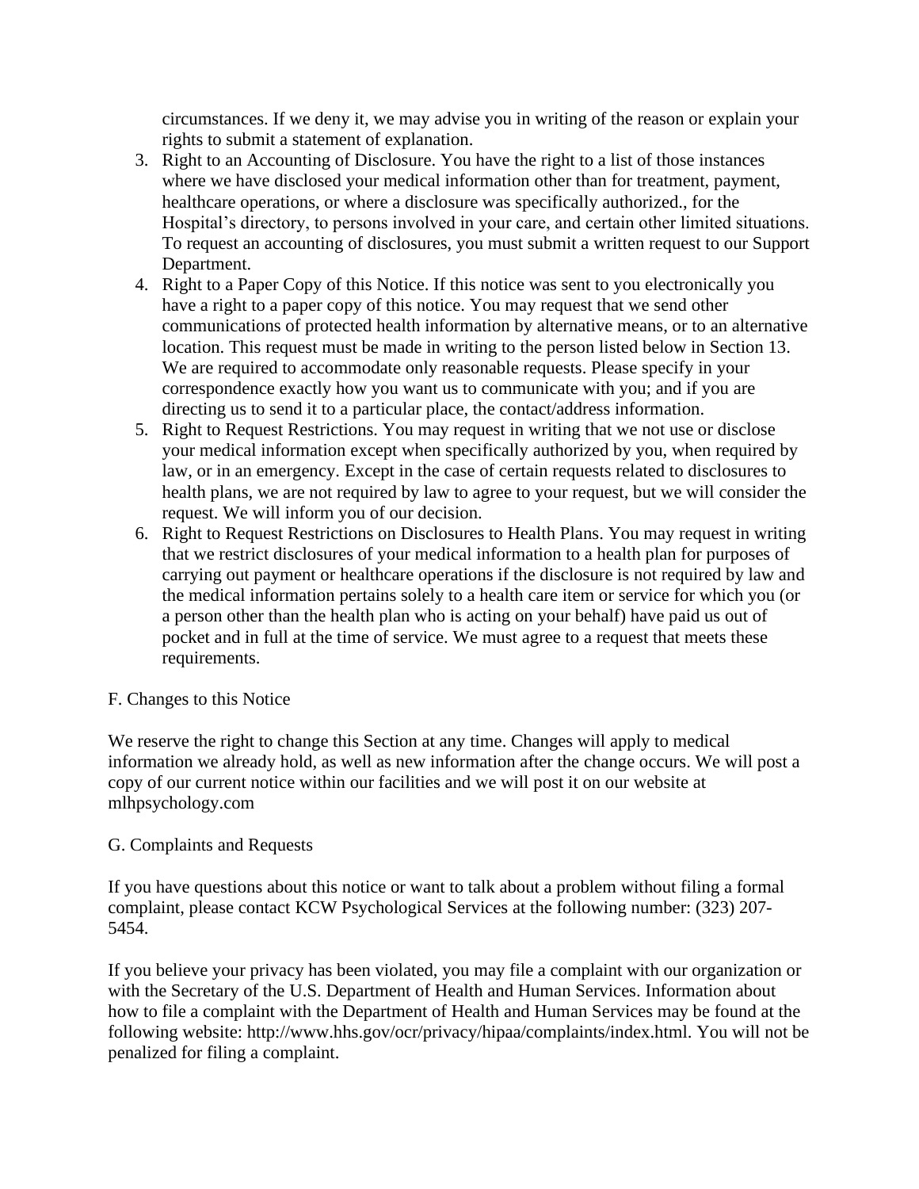circumstances. If we deny it, we may advise you in writing of the reason or explain your rights to submit a statement of explanation.

3. Right to an Accounting of Disclosure. You have the right to a list of those instances where we have disclosed your medical information other than for treatment, payment, healthcare operations, or where a disclosure was specifically authorized., for the Hospital's directory, to persons involved in your care, and certain other limited situations. To request an accounting of disclosures, you must submit a written request to our Support Department.
4. Right to a Paper Copy of this Notice. If this notice was sent to you electronically you have a right to a paper copy of this notice. You may request that we send other communications of protected health information by alternative means, or to an alternative location. This request must be made in writing to the person listed below in Section 13. We are required to accommodate only reasonable requests. Please specify in your correspondence exactly how you want us to communicate with you; and if you are directing us to send it to a particular place, the contact/address information.
5. Right to Request Restrictions. You may request in writing that we not use or disclose your medical information except when specifically authorized by you, when required by law, or in an emergency. Except in the case of certain requests related to disclosures to health plans, we are not required by law to agree to your request, but we will consider the request. We will inform you of our decision.
6. Right to Request Restrictions on Disclosures to Health Plans. You may request in writing that we restrict disclosures of your medical information to a health plan for purposes of carrying out payment or healthcare operations if the disclosure is not required by law and the medical information pertains solely to a health care item or service for which you (or a person other than the health plan who is acting on your behalf) have paid us out of pocket and in full at the time of service. We must agree to a request that meets these requirements.

F. Changes to this Notice

We reserve the right to change this Section at any time. Changes will apply to medical information we already hold, as well as new information after the change occurs. We will post a copy of our current notice within our facilities and we will post it on our website at mlhpsychology.com

G. Complaints and Requests

If you have questions about this notice or want to talk about a problem without filing a formal complaint, please contact KCW Psychological Services at the following number: (323) 207-5454.

If you believe your privacy has been violated, you may file a complaint with our organization or with the Secretary of the U.S. Department of Health and Human Services. Information about how to file a complaint with the Department of Health and Human Services may be found at the following website: http://www.hhs.gov/ocr/privacy/hipaa/complaints/index.html. You will not be penalized for filing a complaint.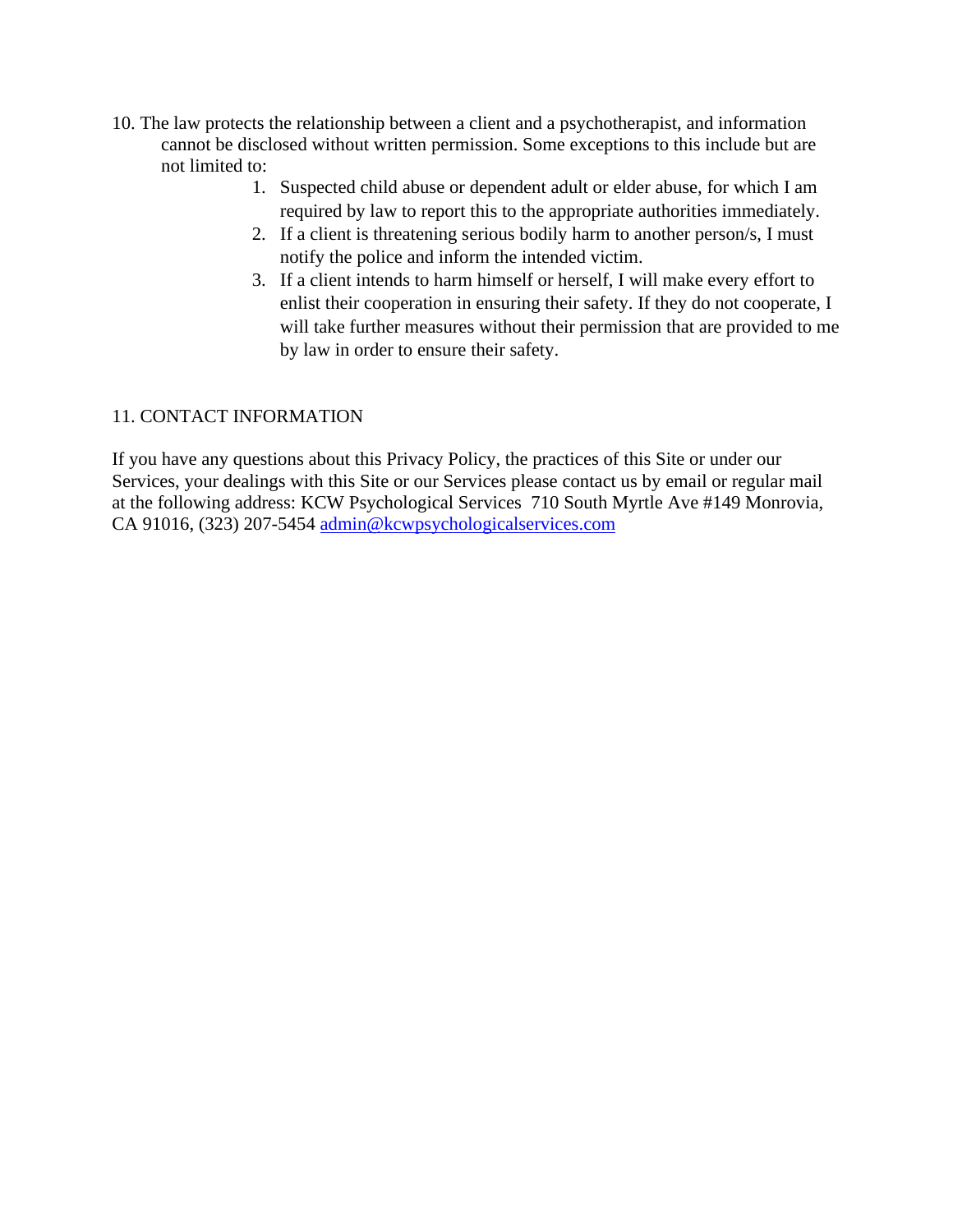10. The law protects the relationship between a client and a psychotherapist, and information cannot be disclosed without written permission. Some exceptions to this include but are not limited to:
    1. Suspected child abuse or dependent adult or elder abuse, for which I am required by law to report this to the appropriate authorities immediately.
    2. If a client is threatening serious bodily harm to another person/s, I must notify the police and inform the intended victim.
    3. If a client intends to harm himself or herself, I will make every effort to enlist their cooperation in ensuring their safety. If they do not cooperate, I will take further measures without their permission that are provided to me by law in order to ensure their safety.

11. CONTACT INFORMATION

If you have any questions about this Privacy Policy, the practices of this Site or under our Services, your dealings with this Site or our Services please contact us by email or regular mail at the following address: KCW Psychological Services 710 South Myrtle Ave #149 Monrovia, CA 91016, (323) 207-5454 admin@kcwpsychologicalservices.com